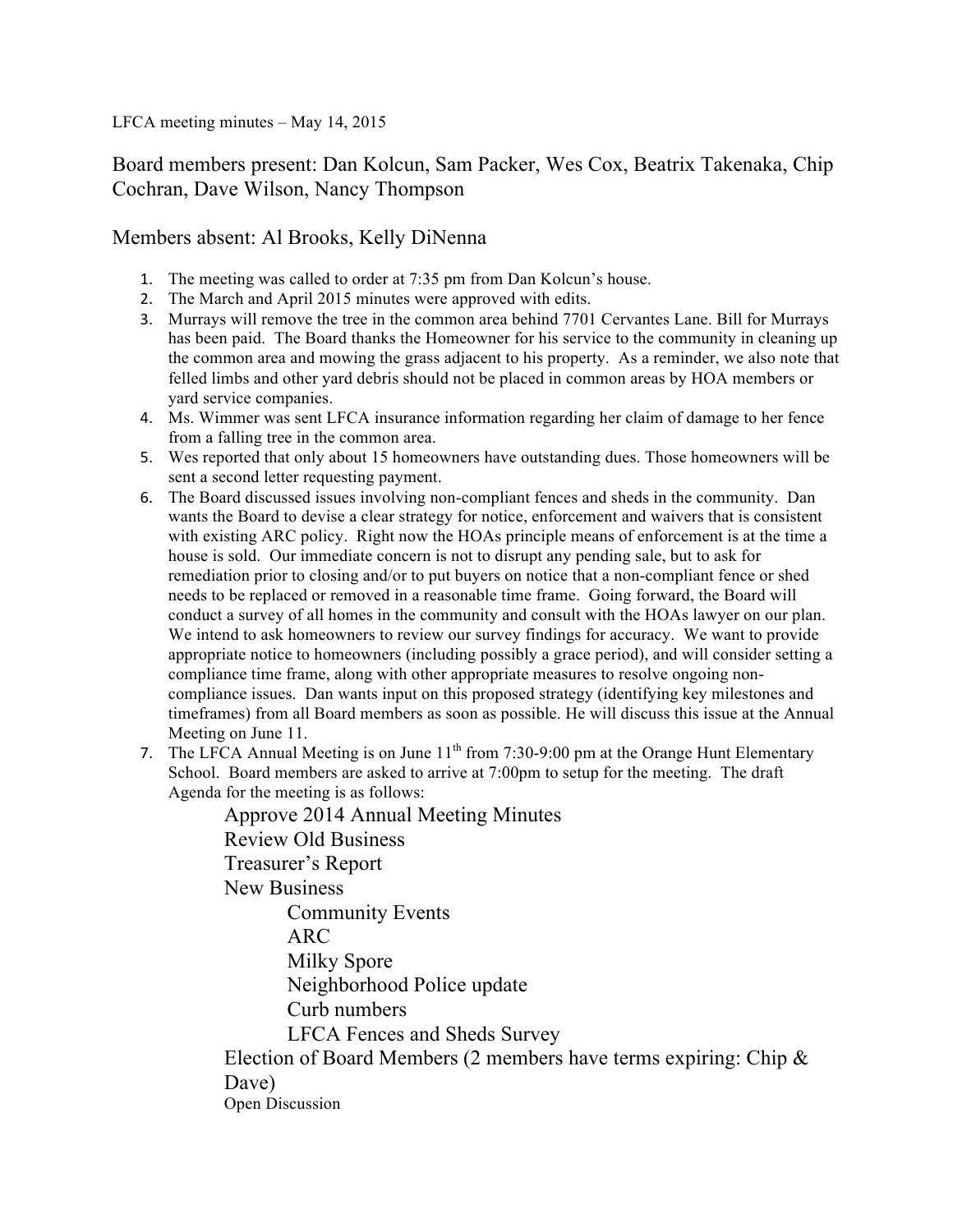LFCA meeting minutes – May 14, 2015

Board members present: Dan Kolcun, Sam Packer, Wes Cox, Beatrix Takenaka, Chip Cochran, Dave Wilson, Nancy Thompson

Members absent: Al Brooks, Kelly DiNenna

1. The meeting was called to order at 7:35 pm from Dan Kolcun's house.
2. The March and April 2015 minutes were approved with edits.
3. Murrays will remove the tree in the common area behind 7701 Cervantes Lane. Bill for Murrays has been paid. The Board thanks the Homeowner for his service to the community in cleaning up the common area and mowing the grass adjacent to his property. As a reminder, we also note that felled limbs and other yard debris should not be placed in common areas by HOA members or yard service companies.
4. Ms. Wimmer was sent LFCA insurance information regarding her claim of damage to her fence from a falling tree in the common area.
5. Wes reported that only about 15 homeowners have outstanding dues. Those homeowners will be sent a second letter requesting payment.
6. The Board discussed issues involving non-compliant fences and sheds in the community. Dan wants the Board to devise a clear strategy for notice, enforcement and waivers that is consistent with existing ARC policy. Right now the HOAs principle means of enforcement is at the time a house is sold. Our immediate concern is not to disrupt any pending sale, but to ask for remediation prior to closing and/or to put buyers on notice that a non-compliant fence or shed needs to be replaced or removed in a reasonable time frame. Going forward, the Board will conduct a survey of all homes in the community and consult with the HOAs lawyer on our plan. We intend to ask homeowners to review our survey findings for accuracy. We want to provide appropriate notice to homeowners (including possibly a grace period), and will consider setting a compliance time frame, along with other appropriate measures to resolve ongoing non-compliance issues. Dan wants input on this proposed strategy (identifying key milestones and timeframes) from all Board members as soon as possible. He will discuss this issue at the Annual Meeting on June 11.
7. The LFCA Annual Meeting is on June 11th from 7:30-9:00 pm at the Orange Hunt Elementary School. Board members are asked to arrive at 7:00pm to setup for the meeting. The draft Agenda for the meeting is as follows:
   - Approve 2014 Annual Meeting Minutes
   - Review Old Business
   - Treasurer's Report
   - New Business
     - Community Events
     - ARC
     - Milky Spore
     - Neighborhood Police update
     - Curb numbers
     - LFCA Fences and Sheds Survey
   - Election of Board Members (2 members have terms expiring: Chip & Dave)
   - Open Discussion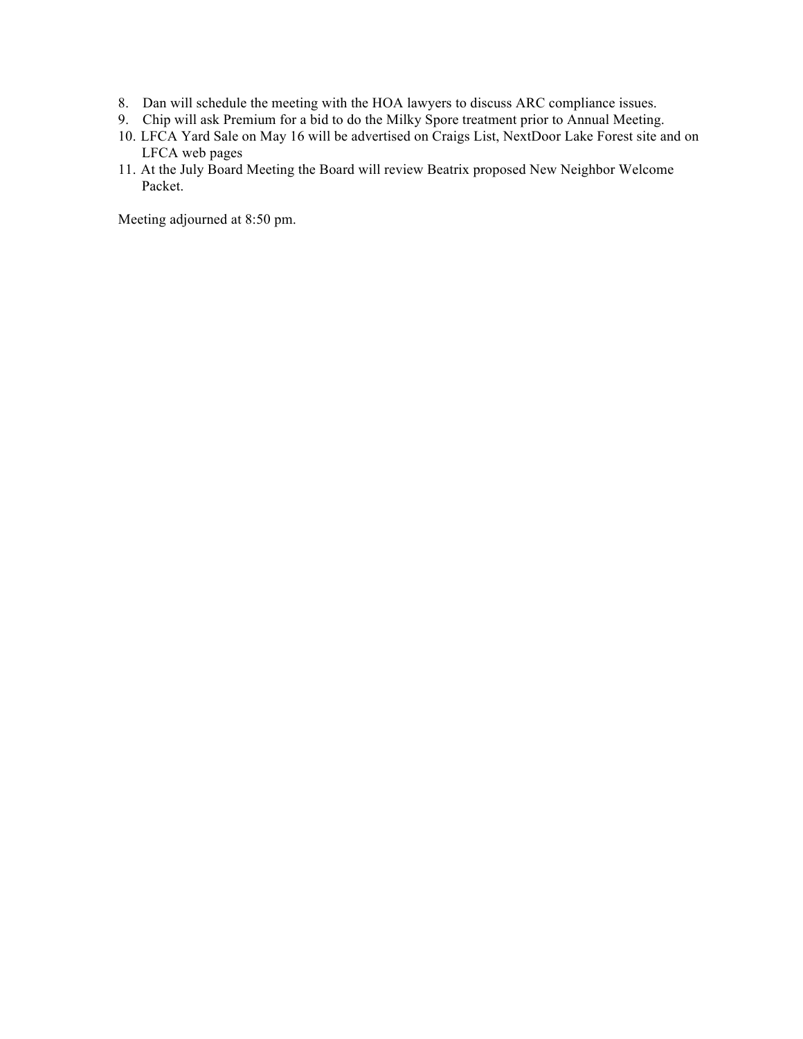8. Dan will schedule the meeting with the HOA lawyers to discuss ARC compliance issues.
9. Chip will ask Premium for a bid to do the Milky Spore treatment prior to Annual Meeting.
10. LFCA Yard Sale on May 16 will be advertised on Craigs List, NextDoor Lake Forest site and on LFCA web pages
11. At the July Board Meeting the Board will review Beatrix proposed New Neighbor Welcome Packet.

Meeting adjourned at 8:50 pm.